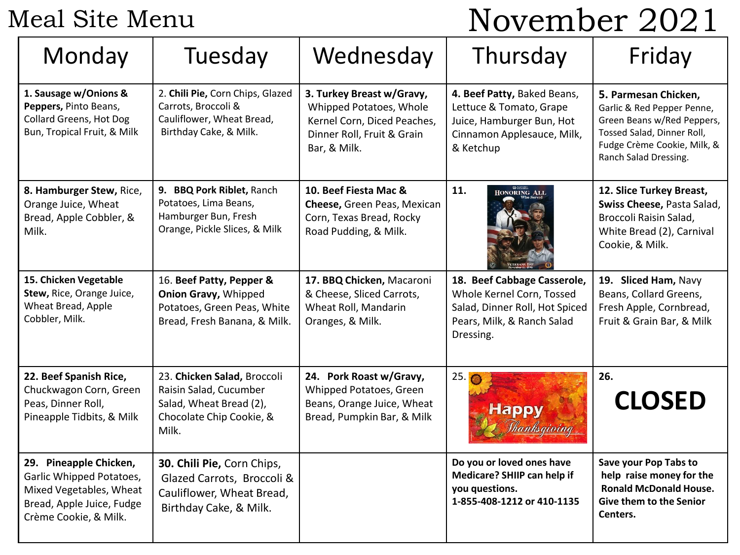# Meal Site Menu

# November 2021

| Monday | Tuesday | Wednesday | Thursday | Friday |
|---|---|---|---|---|
| **1. Sausage w/Onions & Peppers,** Pinto Beans, Collard Greens, Hot Dog Bun, Tropical Fruit, & Milk | 2. **Chili Pie,** Corn Chips, Glazed Carrots, Broccoli & Cauliflower, Wheat Bread, Birthday Cake, & Milk. | **3. Turkey Breast w/Gravy,** Whipped Potatoes, Whole Kernel Corn, Diced Peaches, Dinner Roll, Fruit & Grain Bar, & Milk. | **4. Beef Patty,** Baked Beans, Lettuce & Tomato, Grape Juice, Hamburger Bun, Hot Cinnamon Applesauce, Milk, & Ketchup | **5. Parmesan Chicken,** Garlic & Red Pepper Penne, Green Beans w/Red Peppers, Tossed Salad, Dinner Roll, Fudge Crème Cookie, Milk, & Ranch Salad Dressing. |
| **8. Hamburger Stew,** Rice, Orange Juice, Wheat Bread, Apple Cobbler, & Milk. | **9. BBQ Pork Riblet,** Ranch Potatoes, Lima Beans, Hamburger Bun, Fresh Orange, Pickle Slices, & Milk | **10. Beef Fiesta Mac & Cheese,** Green Peas, Mexican Corn, Texas Bread, Rocky Road Pudding, & Milk. | **11.** HONORING ALL Who Served VETERANS DAY November 11, 2021 | **12. Slice Turkey Breast, Swiss Cheese,** Pasta Salad, Broccoli Raisin Salad, White Bread (2), Carnival Cookie, & Milk. |
| **15. Chicken Vegetable Stew,** Rice, Orange Juice, Wheat Bread, Apple Cobbler, Milk. | 16. **Beef Patty, Pepper & Onion Gravy,** Whipped Potatoes, Green Peas, White Bread, Fresh Banana, & Milk. | **17. BBQ Chicken,** Macaroni & Cheese, Sliced Carrots, Wheat Roll, Mandarin Oranges, & Milk. | **18. Beef Cabbage Casserole,** Whole Kernel Corn, Tossed Salad, Dinner Roll, Hot Spiced Pears, Milk, & Ranch Salad Dressing. | **19. Sliced Ham,** Navy Beans, Collard Greens, Fresh Apple, Cornbread, Fruit & Grain Bar, & Milk |
| **22. Beef Spanish Rice,** Chuckwagon Corn, Green Peas, Dinner Roll, Pineapple Tidbits, & Milk | 23. **Chicken Salad,** Broccoli Raisin Salad, Cucumber Salad, Wheat Bread (2), Chocolate Chip Cookie, & Milk. | **24. Pork Roast w/Gravy,** Whipped Potatoes, Green Beans, Orange Juice, Wheat Bread, Pumpkin Bar, & Milk | 25. Happy Thanksgiving | **26. CLOSED** |
| **29. Pineapple Chicken,** Garlic Whipped Potatoes, Mixed Vegetables, Wheat Bread, Apple Juice, Fudge Crème Cookie, & Milk. | **30. Chili Pie,** Corn Chips, Glazed Carrots, Broccoli & Cauliflower, Wheat Bread, Birthday Cake, & Milk. | | **Do you or loved ones have Medicare? SHIIP can help if you questions. 1-855-408-1212 or 410-1135** | **Save your Pop Tabs to help raise money for the Ronald McDonald House. Give them to the Senior Centers.** |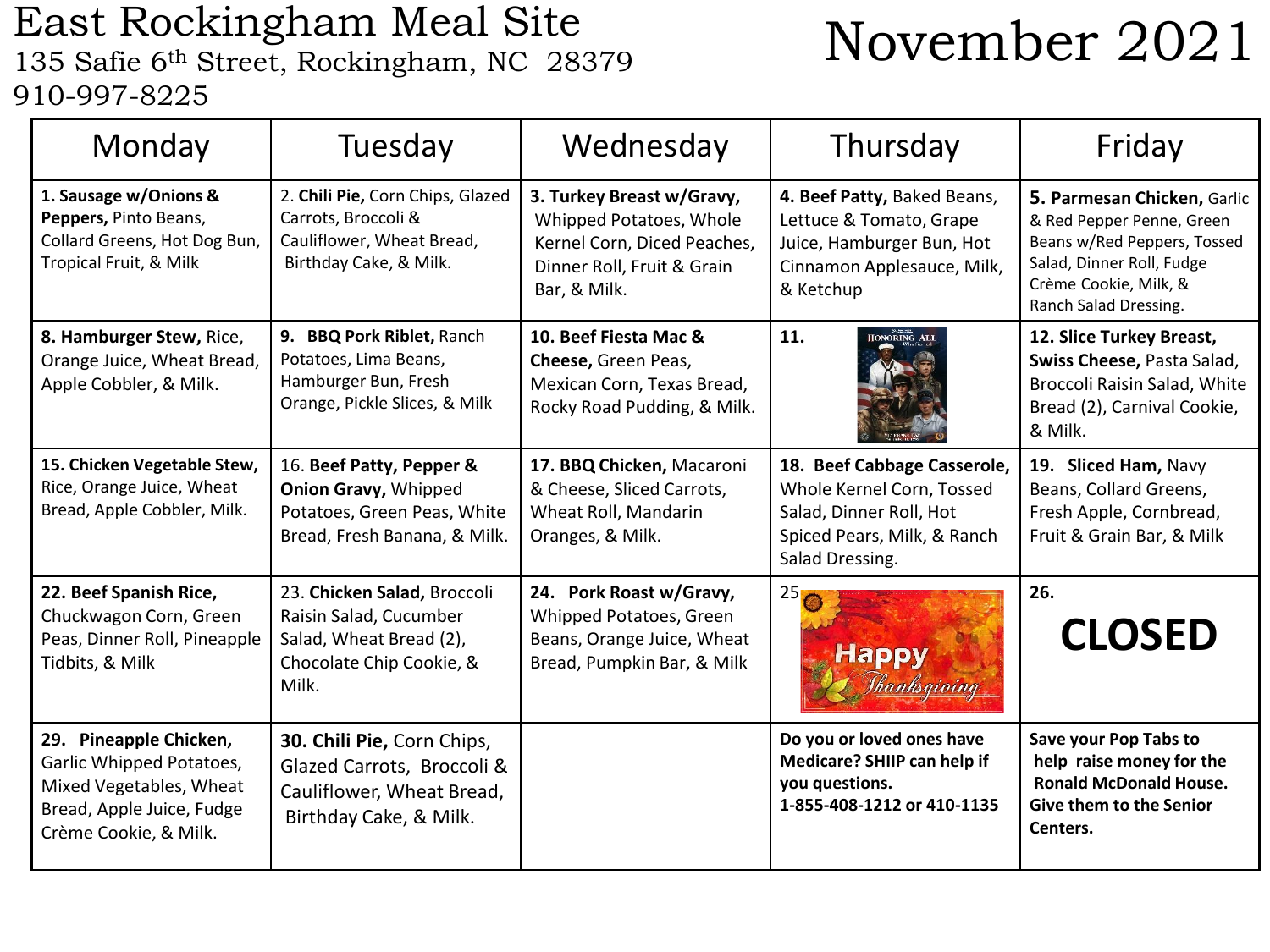# East Rockingham Meal Site

135 Safie 6th Street, Rockingham, NC 28379
910-997-8225

# November 2021

| Monday | Tuesday | Wednesday | Thursday | Friday |
| --- | --- | --- | --- | --- |
| **1. Sausage w/Onions & Peppers,** Pinto Beans, Collard Greens, Hot Dog Bun, Tropical Fruit, & Milk | 2. **Chili Pie,** Corn Chips, Glazed Carrots, Broccoli & Cauliflower, Wheat Bread, Birthday Cake, & Milk. | **3. Turkey Breast w/Gravy,** Whipped Potatoes, Whole Kernel Corn, Diced Peaches, Dinner Roll, Fruit & Grain Bar, & Milk. | **4. Beef Patty,** Baked Beans, Lettuce & Tomato, Grape Juice, Hamburger Bun, Hot Cinnamon Applesauce, Milk, & Ketchup | **5. Parmesan Chicken,** Garlic & Red Pepper Penne, Green Beans w/Red Peppers, Tossed Salad, Dinner Roll, Fudge Crème Cookie, Milk, & Ranch Salad Dressing. |
| **8. Hamburger Stew,** Rice, Orange Juice, Wheat Bread, Apple Cobbler, & Milk. | 9. **BBQ Pork Riblet,** Ranch Potatoes, Lima Beans, Hamburger Bun, Fresh Orange, Pickle Slices, & Milk | **10. Beef Fiesta Mac & Cheese,** Green Peas, Mexican Corn, Texas Bread, Rocky Road Pudding, & Milk. | **11.** HONORING ALL Who Served | **12. Slice Turkey Breast, Swiss Cheese,** Pasta Salad, Broccoli Raisin Salad, White Bread (2), Carnival Cookie, & Milk. |
| **15. Chicken Vegetable Stew,** Rice, Orange Juice, Wheat Bread, Apple Cobbler, Milk. | 16. **Beef Patty, Pepper & Onion Gravy,** Whipped Potatoes, Green Peas, White Bread, Fresh Banana, & Milk. | **17. BBQ Chicken,** Macaroni & Cheese, Sliced Carrots, Wheat Roll, Mandarin Oranges, & Milk. | **18. Beef Cabbage Casserole,** Whole Kernel Corn, Tossed Salad, Dinner Roll, Hot Spiced Pears, Milk, & Ranch Salad Dressing. | **19. Sliced Ham,** Navy Beans, Collard Greens, Fresh Apple, Cornbread, Fruit & Grain Bar, & Milk |
| **22. Beef Spanish Rice,** Chuckwagon Corn, Green Peas, Dinner Roll, Pineapple Tidbits, & Milk | 23. **Chicken Salad,** Broccoli Raisin Salad, Cucumber Salad, Wheat Bread (2), Chocolate Chip Cookie, & Milk. | **24. Pork Roast w/Gravy,** Whipped Potatoes, Green Beans, Orange Juice, Wheat Bread, Pumpkin Bar, & Milk | 25 Happy Thanksgiving | **26. CLOSED** |
| **29. Pineapple Chicken,** Garlic Whipped Potatoes, Mixed Vegetables, Wheat Bread, Apple Juice, Fudge Crème Cookie, & Milk. | **30. Chili Pie,** Corn Chips, Glazed Carrots, Broccoli & Cauliflower, Wheat Bread, Birthday Cake, & Milk. | | **Do you or loved ones have Medicare? SHIIP can help if you questions. 1-855-408-1212 or 410-1135** | **Save your Pop Tabs to help raise money for the Ronald McDonald House. Give them to the Senior Centers.** |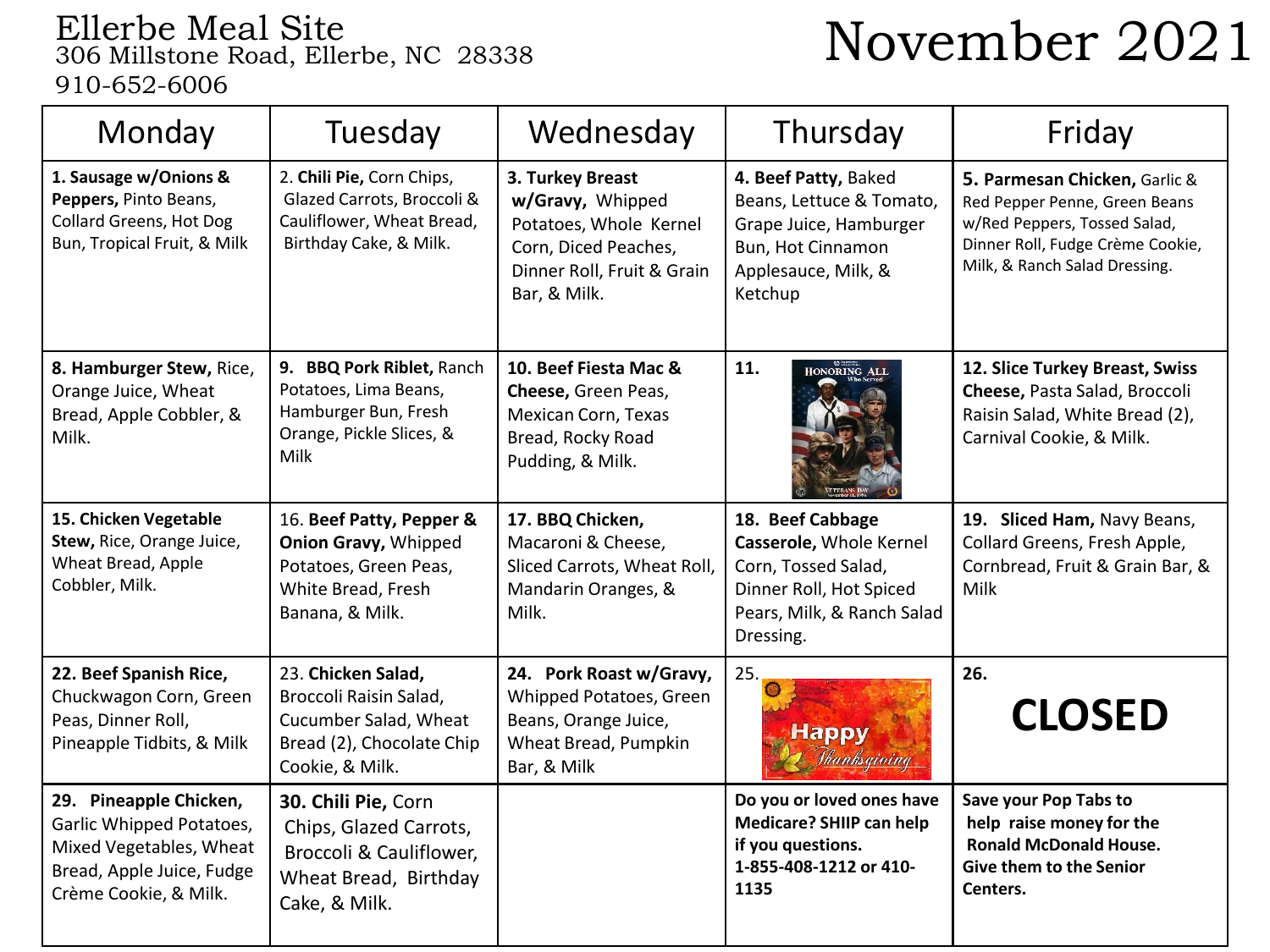Ellerbe Meal Site
306 Millstone Road, Ellerbe, NC 28338
910-652-6006

# November 2021

| Monday | Tuesday | Wednesday | Thursday | Friday |
|---|---|---|---|---|
| 1. **Sausage w/Onions & Peppers,** Pinto Beans, Collard Greens, Hot Dog Bun, Tropical Fruit, & Milk | 2. **Chili Pie,** Corn Chips, Glazed Carrots, Broccoli & Cauliflower, Wheat Bread, Birthday Cake, & Milk. | 3. **Turkey Breast w/Gravy,** Whipped Potatoes, Whole Kernel Corn, Diced Peaches, Dinner Roll, Fruit & Grain Bar, & Milk. | 4. **Beef Patty,** Baked Beans, Lettuce & Tomato, Grape Juice, Hamburger Bun, Hot Cinnamon Applesauce, Milk, & Ketchup | 5. **Parmesan Chicken,** Garlic & Red Pepper Penne, Green Beans w/Red Peppers, Tossed Salad, Dinner Roll, Fudge Crème Cookie, Milk, & Ranch Salad Dressing. |
| 8. **Hamburger Stew,** Rice, Orange Juice, Wheat Bread, Apple Cobbler, & Milk. | 9. **BBQ Pork Riblet,** Ranch Potatoes, Lima Beans, Hamburger Bun, Fresh Orange, Pickle Slices, & Milk | 10. **Beef Fiesta Mac & Cheese,** Green Peas, Mexican Corn, Texas Bread, Rocky Road Pudding, & Milk. | 11. HONORING ALL Who Served | 12. **Slice Turkey Breast, Swiss Cheese,** Pasta Salad, Broccoli Raisin Salad, White Bread (2), Carnival Cookie, & Milk. |
| 15. **Chicken Vegetable Stew,** Rice, Orange Juice, Wheat Bread, Apple Cobbler, Milk. | 16. **Beef Patty, Pepper & Onion Gravy,** Whipped Potatoes, Green Peas, White Bread, Fresh Banana, & Milk. | 17. **BBQ Chicken,** Macaroni & Cheese, Sliced Carrots, Wheat Roll, Mandarin Oranges, & Milk. | 18. **Beef Cabbage Casserole,** Whole Kernel Corn, Tossed Salad, Dinner Roll, Hot Spiced Pears, Milk, & Ranch Salad Dressing. | 19. **Sliced Ham,** Navy Beans, Collard Greens, Fresh Apple, Cornbread, Fruit & Grain Bar, & Milk |
| 22. **Beef Spanish Rice,** Chuckwagon Corn, Green Peas, Dinner Roll, Pineapple Tidbits, & Milk | 23. **Chicken Salad,** Broccoli Raisin Salad, Cucumber Salad, Wheat Bread (2), Chocolate Chip Cookie, & Milk. | 24. **Pork Roast w/Gravy,** Whipped Potatoes, Green Beans, Orange Juice, Wheat Bread, Pumpkin Bar, & Milk | 25. Happy Thanksgiving | 26. **CLOSED** |
| 29. **Pineapple Chicken,** Garlic Whipped Potatoes, Mixed Vegetables, Wheat Bread, Apple Juice, Fudge Crème Cookie, & Milk. | 30. **Chili Pie,** Corn Chips, Glazed Carrots, Broccoli & Cauliflower, Wheat Bread, Birthday Cake, & Milk. | | **Do you or loved ones have Medicare? SHIIP can help if you questions. 1-855-408-1212 or 410-1135** | **Save your Pop Tabs to help raise money for the Ronald McDonald House. Give them to the Senior Centers.** |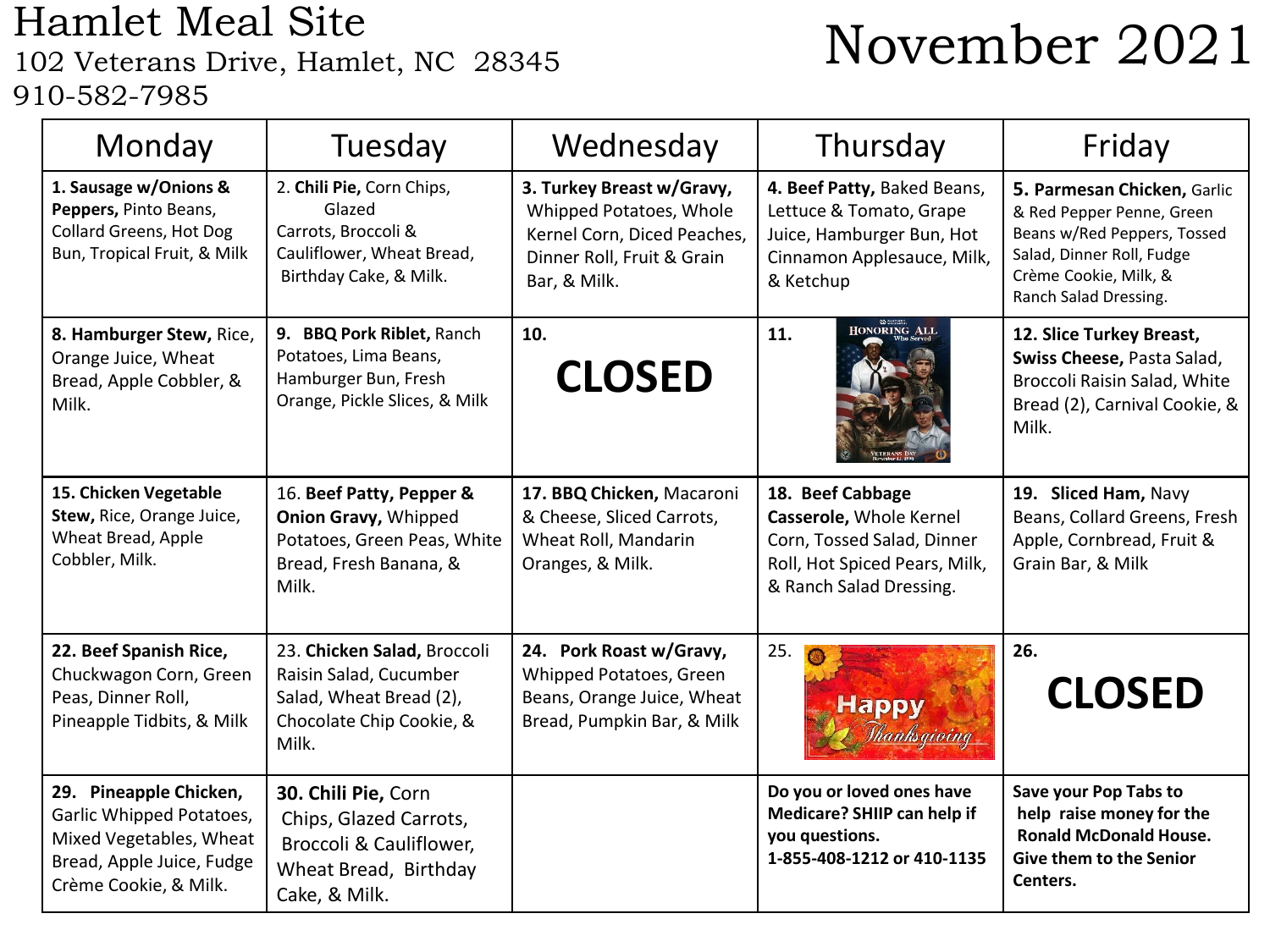# Hamlet Meal Site

102 Veterans Drive, Hamlet, NC 28345
910-582-7985

# November 2021

| Monday | Tuesday | Wednesday | Thursday | Friday |
|---|---|---|---|---|
| **1. Sausage w/Onions & Peppers,** Pinto Beans, Collard Greens, Hot Dog Bun, Tropical Fruit, & Milk | 2. **Chili Pie,** Corn Chips, Glazed Carrots, Broccoli & Cauliflower, Wheat Bread, Birthday Cake, & Milk. | **3. Turkey Breast w/Gravy,** Whipped Potatoes, Whole Kernel Corn, Diced Peaches, Dinner Roll, Fruit & Grain Bar, & Milk. | **4. Beef Patty,** Baked Beans, Lettuce & Tomato, Grape Juice, Hamburger Bun, Hot Cinnamon Applesauce, Milk, & Ketchup | **5. Parmesan Chicken,** Garlic & Red Pepper Penne, Green Beans w/Red Peppers, Tossed Salad, Dinner Roll, Fudge Crème Cookie, Milk, & Ranch Salad Dressing. |
| **8. Hamburger Stew,** Rice, Orange Juice, Wheat Bread, Apple Cobbler, & Milk. | **9. BBQ Pork Riblet,** Ranch Potatoes, Lima Beans, Hamburger Bun, Fresh Orange, Pickle Slices, & Milk | **10. CLOSED** | **11.** HONORING ALL Who Served | **12. Slice Turkey Breast, Swiss Cheese,** Pasta Salad, Broccoli Raisin Salad, White Bread (2), Carnival Cookie, & Milk. |
| **15. Chicken Vegetable Stew,** Rice, Orange Juice, Wheat Bread, Apple Cobbler, Milk. | 16. **Beef Patty, Pepper & Onion Gravy,** Whipped Potatoes, Green Peas, White Bread, Fresh Banana, & Milk. | **17. BBQ Chicken,** Macaroni & Cheese, Sliced Carrots, Wheat Roll, Mandarin Oranges, & Milk. | **18. Beef Cabbage Casserole,** Whole Kernel Corn, Tossed Salad, Dinner Roll, Hot Spiced Pears, Milk, & Ranch Salad Dressing. | **19. Sliced Ham,** Navy Beans, Collard Greens, Fresh Apple, Cornbread, Fruit & Grain Bar, & Milk |
| **22. Beef Spanish Rice,** Chuckwagon Corn, Green Peas, Dinner Roll, Pineapple Tidbits, & Milk | 23. **Chicken Salad,** Broccoli Raisin Salad, Cucumber Salad, Wheat Bread (2), Chocolate Chip Cookie, & Milk. | **24. Pork Roast w/Gravy,** Whipped Potatoes, Green Beans, Orange Juice, Wheat Bread, Pumpkin Bar, & Milk | 25. Happy Thanksgiving | **26. CLOSED** |
| **29. Pineapple Chicken,** Garlic Whipped Potatoes, Mixed Vegetables, Wheat Bread, Apple Juice, Fudge Crème Cookie, & Milk. | **30. Chili Pie,** Corn Chips, Glazed Carrots, Broccoli & Cauliflower, Wheat Bread, Birthday Cake, & Milk. | | **Do you or loved ones have Medicare? SHIIP can help if you questions. 1-855-408-1212 or 410-1135** | **Save your Pop Tabs to help raise money for the Ronald McDonald House. Give them to the Senior Centers.** |